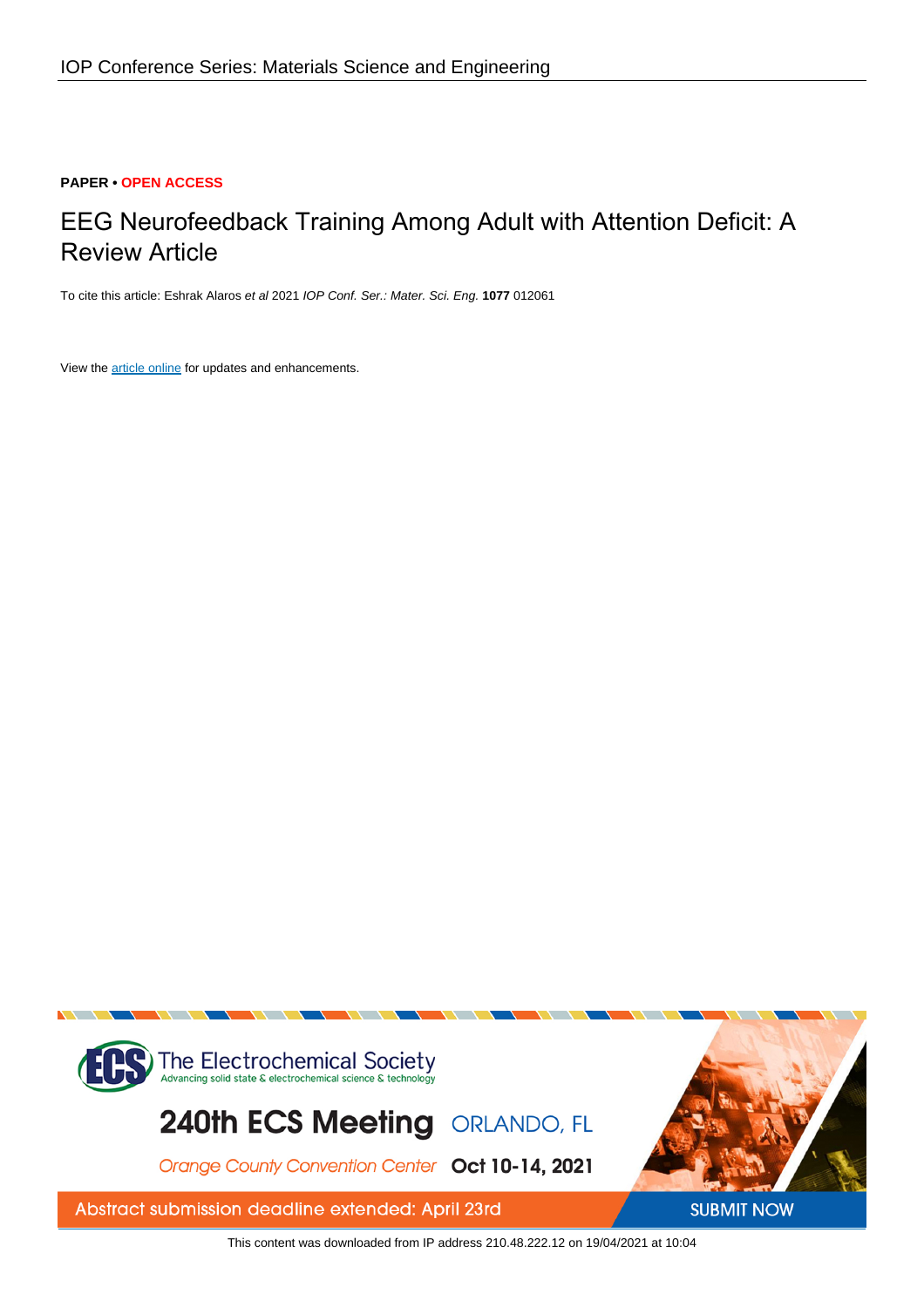IOP Conference Series: Materials Science and Engineering

**PAPER • OPEN ACCESS**

# EEG Neurofeedback Training Among Adult with Attention Deficit: A Review Article

To cite this article: Eshrak Alaros *et al* 2021 *IOP Conf. Ser.: Mater. Sci. Eng.* **1077** 012061

View the article online for updates and enhancements.

The Electrochemical Society
Advancing solid state & electrochemical science & technology

240th ECS Meeting ORLANDO, FL

Orange County Convention Center Oct 10-14, 2021

Abstract submission deadline extended: April 23rd

SUBMIT NOW

This content was downloaded from IP address 210.48.222.12 on 19/04/2021 at 10:04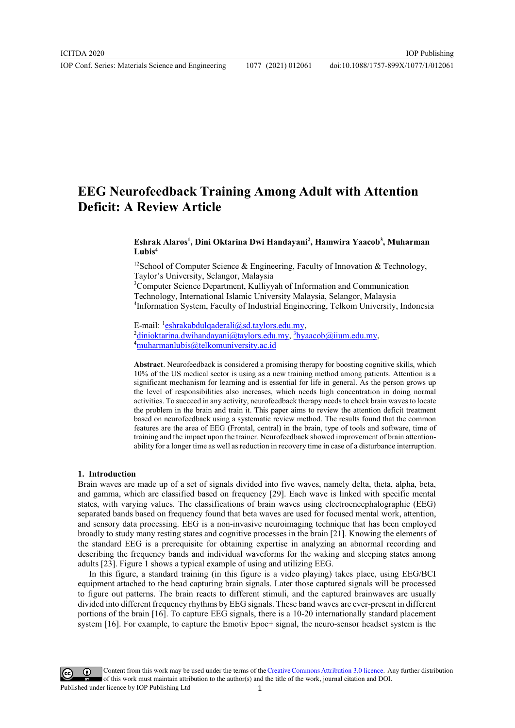# EEG Neurofeedback Training Among Adult with Attention Deficit: A Review Article

**Eshrak Alaros[1], Dini Oktarina Dwi Handayani[2], Hamwira Yaacob[3], Muharman Lubis[4]**

[12]School of Computer Science & Engineering, Faculty of Innovation & Technology, Taylor's University, Selangor, Malaysia
[3]Computer Science Department, Kulliyyah of Information and Communication Technology, International Islamic University Malaysia, Selangor, Malaysia
[4]Information System, Faculty of Industrial Engineering, Telkom University, Indonesia

E-mail: [1]eshrakabdulqaderali@sd.taylors.edu.my, [2]dinioktarina.dwihandayani@taylors.edu.my, [3]hyaacob@iium.edu.my, [4]muharmanlubis@telkomuniversity.ac.id

**Abstract**. Neurofeedback is considered a promising therapy for boosting cognitive skills, which 10% of the US medical sector is using as a new training method among patients. Attention is a significant mechanism for learning and is essential for life in general. As the person grows up the level of responsibilities also increases, which needs high concentration in doing normal activities. To succeed in any activity, neurofeedback therapy needs to check brain waves to locate the problem in the brain and train it. This paper aims to review the attention deficit treatment based on neurofeedback using a systematic review method. The results found that the common features are the area of EEG (Frontal, central) in the brain, type of tools and software, time of training and the impact upon the trainer. Neurofeedback showed improvement of brain attention-ability for a longer time as well as reduction in recovery time in case of a disturbance interruption.

## 1. Introduction

Brain waves are made up of a set of signals divided into five waves, namely delta, theta, alpha, beta, and gamma, which are classified based on frequency [29]. Each wave is linked with specific mental states, with varying values. The classifications of brain waves using electroencephalographic (EEG) separated bands based on frequency found that beta waves are used for focused mental work, attention, and sensory data processing. EEG is a non-invasive neuroimaging technique that has been employed broadly to study many resting states and cognitive processes in the brain [21]. Knowing the standard EEG is a prerequisite for obtaining expertise in analyzing an abnormal recording and describing the frequency bands and individual waveforms for the waking and sleeping states among adults [23]. Figure 1 shows a typical example of using and utilizing EEG.

In this figure, a standard training (in this figure is a video playing) takes place, using EEG/BCI equipment attached to the head capturing brain signals. Later those captured signals will be processed to figure out patterns. The brain reacts to different stimuli, and the captured brainwaves are usually divided into different frequency rhythms by EEG signals. These band waves are ever-present in different portions of the brain [16]. To capture EEG signals, there is a 10-20 internationally standard placement system [16]. For example, to capture the Emotiv Epoc+ signal, the neuro-sensor headset system is the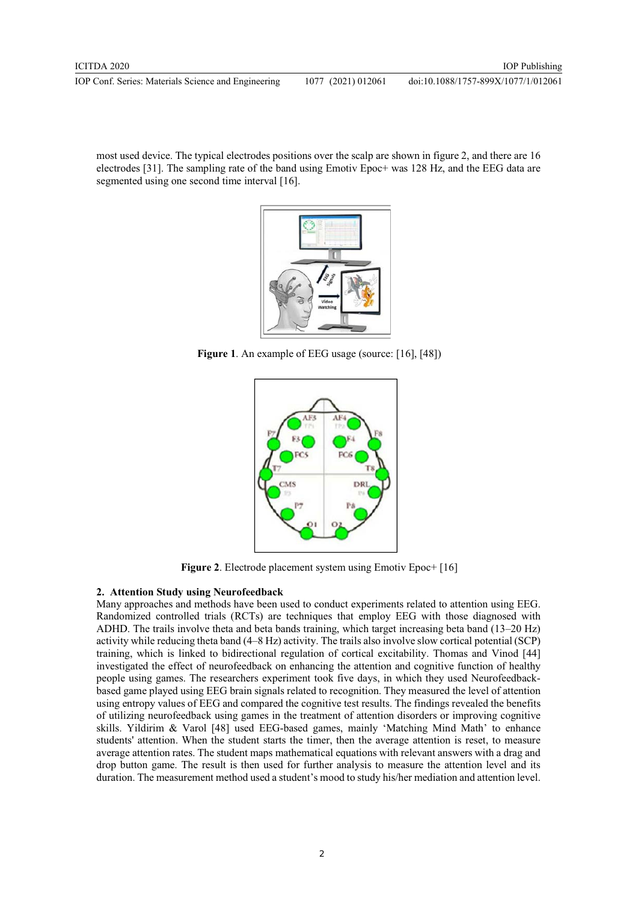most used device. The typical electrodes positions over the scalp are shown in figure 2, and there are 16 electrodes [31]. The sampling rate of the band using Emotiv Epoc+ was 128 Hz, and the EEG data are segmented using one second time interval [16].

**Figure 1**. An example of EEG usage (source: [16], [48])

**Figure 2**. Electrode placement system using Emotiv Epoc+ [16]

## 2. Attention Study using Neurofeedback

Many approaches and methods have been used to conduct experiments related to attention using EEG. Randomized controlled trials (RCTs) are techniques that employ EEG with those diagnosed with ADHD. The trails involve theta and beta bands training, which target increasing beta band (13–20 Hz) activity while reducing theta band (4–8 Hz) activity. The trails also involve slow cortical potential (SCP) training, which is linked to bidirectional regulation of cortical excitability. Thomas and Vinod [44] investigated the effect of neurofeedback on enhancing the attention and cognitive function of healthy people using games. The researchers experiment took five days, in which they used Neurofeedback-based game played using EEG brain signals related to recognition. They measured the level of attention using entropy values of EEG and compared the cognitive test results. The findings revealed the benefits of utilizing neurofeedback using games in the treatment of attention disorders or improving cognitive skills. Yildirim & Varol [48] used EEG-based games, mainly 'Matching Mind Math' to enhance students' attention. When the student starts the timer, then the average attention is reset, to measure average attention rates. The student maps mathematical equations with relevant answers with a drag and drop button game. The result is then used for further analysis to measure the attention level and its duration. The measurement method used a student's mood to study his/her mediation and attention level.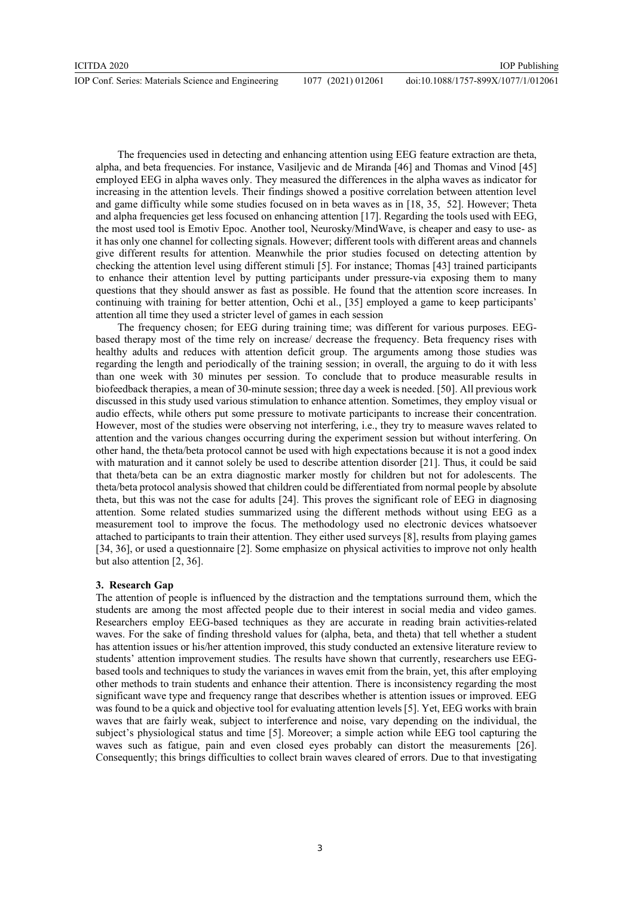The frequencies used in detecting and enhancing attention using EEG feature extraction are theta, alpha, and beta frequencies. For instance, Vasiljevic and de Miranda [46] and Thomas and Vinod [45] employed EEG in alpha waves only. They measured the differences in the alpha waves as indicator for increasing in the attention levels. Their findings showed a positive correlation between attention level and game difficulty while some studies focused on in beta waves as in [18, 35, 52]. However; Theta and alpha frequencies get less focused on enhancing attention [17]. Regarding the tools used with EEG, the most used tool is Emotiv Epoc. Another tool, Neurosky/MindWave, is cheaper and easy to use- as it has only one channel for collecting signals. However; different tools with different areas and channels give different results for attention. Meanwhile the prior studies focused on detecting attention by checking the attention level using different stimuli [5]. For instance; Thomas [43] trained participants to enhance their attention level by putting participants under pressure-via exposing them to many questions that they should answer as fast as possible. He found that the attention score increases. In continuing with training for better attention, Ochi et al., [35] employed a game to keep participants' attention all time they used a stricter level of games in each session

The frequency chosen; for EEG during training time; was different for various purposes. EEG-based therapy most of the time rely on increase/ decrease the frequency. Beta frequency rises with healthy adults and reduces with attention deficit group. The arguments among those studies was regarding the length and periodically of the training session; in overall, the arguing to do it with less than one week with 30 minutes per session. To conclude that to produce measurable results in biofeedback therapies, a mean of 30-minute session; three day a week is needed. [50]. All previous work discussed in this study used various stimulation to enhance attention. Sometimes, they employ visual or audio effects, while others put some pressure to motivate participants to increase their concentration. However, most of the studies were observing not interfering, i.e., they try to measure waves related to attention and the various changes occurring during the experiment session but without interfering. On other hand, the theta/beta protocol cannot be used with high expectations because it is not a good index with maturation and it cannot solely be used to describe attention disorder [21]. Thus, it could be said that theta/beta can be an extra diagnostic marker mostly for children but not for adolescents. The theta/beta protocol analysis showed that children could be differentiated from normal people by absolute theta, but this was not the case for adults [24]. This proves the significant role of EEG in diagnosing attention. Some related studies summarized using the different methods without using EEG as a measurement tool to improve the focus. The methodology used no electronic devices whatsoever attached to participants to train their attention. They either used surveys [8], results from playing games [34, 36], or used a questionnaire [2]. Some emphasize on physical activities to improve not only health but also attention [2, 36].

## 3. Research Gap

The attention of people is influenced by the distraction and the temptations surround them, which the students are among the most affected people due to their interest in social media and video games. Researchers employ EEG-based techniques as they are accurate in reading brain activities-related waves. For the sake of finding threshold values for (alpha, beta, and theta) that tell whether a student has attention issues or his/her attention improved, this study conducted an extensive literature review to students' attention improvement studies. The results have shown that currently, researchers use EEG-based tools and techniques to study the variances in waves emit from the brain, yet, this after employing other methods to train students and enhance their attention. There is inconsistency regarding the most significant wave type and frequency range that describes whether is attention issues or improved. EEG was found to be a quick and objective tool for evaluating attention levels [5]. Yet, EEG works with brain waves that are fairly weak, subject to interference and noise, vary depending on the individual, the subject's physiological status and time [5]. Moreover; a simple action while EEG tool capturing the waves such as fatigue, pain and even closed eyes probably can distort the measurements [26]. Consequently; this brings difficulties to collect brain waves cleared of errors. Due to that investigating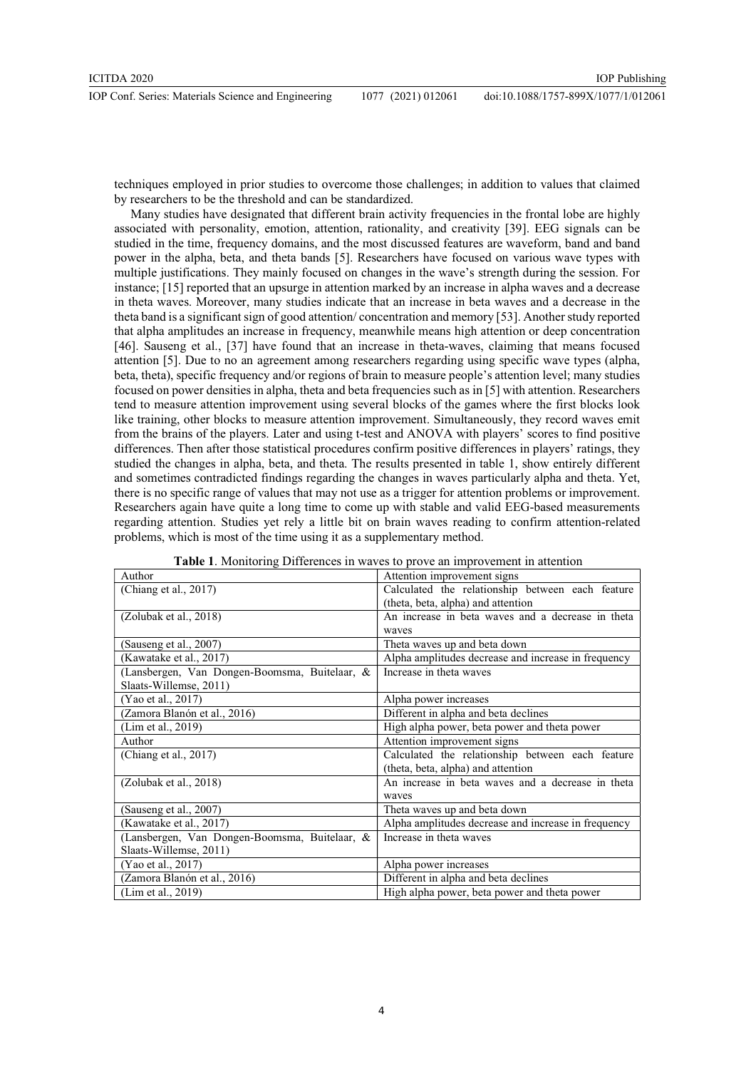techniques employed in prior studies to overcome those challenges; in addition to values that claimed by researchers to be the threshold and can be standardized.

Many studies have designated that different brain activity frequencies in the frontal lobe are highly associated with personality, emotion, attention, rationality, and creativity [39]. EEG signals can be studied in the time, frequency domains, and the most discussed features are waveform, band and band power in the alpha, beta, and theta bands [5]. Researchers have focused on various wave types with multiple justifications. They mainly focused on changes in the wave's strength during the session. For instance; [15] reported that an upsurge in attention marked by an increase in alpha waves and a decrease in theta waves. Moreover, many studies indicate that an increase in beta waves and a decrease in the theta band is a significant sign of good attention/ concentration and memory [53]. Another study reported that alpha amplitudes an increase in frequency, meanwhile means high attention or deep concentration [46]. Sauseng et al., [37] have found that an increase in theta-waves, claiming that means focused attention [5]. Due to no an agreement among researchers regarding using specific wave types (alpha, beta, theta), specific frequency and/or regions of brain to measure people's attention level; many studies focused on power densities in alpha, theta and beta frequencies such as in [5] with attention. Researchers tend to measure attention improvement using several blocks of the games where the first blocks look like training, other blocks to measure attention improvement. Simultaneously, they record waves emit from the brains of the players. Later and using t-test and ANOVA with players' scores to find positive differences. Then after those statistical procedures confirm positive differences in players' ratings, they studied the changes in alpha, beta, and theta. The results presented in table 1, show entirely different and sometimes contradicted findings regarding the changes in waves particularly alpha and theta. Yet, there is no specific range of values that may not use as a trigger for attention problems or improvement. Researchers again have quite a long time to come up with stable and valid EEG-based measurements regarding attention. Studies yet rely a little bit on brain waves reading to confirm attention-related problems, which is most of the time using it as a supplementary method.

**Table 1**. Monitoring Differences in waves to prove an improvement in attention

| Author | Attention improvement signs |
|---|---|
| (Chiang et al., 2017) | Calculated the relationship between each feature (theta, beta, alpha) and attention |
| (Zolubak et al., 2018) | An increase in beta waves and a decrease in theta waves |
| (Sauseng et al., 2007) | Theta waves up and beta down |
| (Kawatake et al., 2017) | Alpha amplitudes decrease and increase in frequency |
| (Lansbergen, Van Dongen-Boomsma, Buitelaar, & Slaats-Willemse, 2011) | Increase in theta waves |
| (Yao et al., 2017) | Alpha power increases |
| (Zamora Blanón et al., 2016) | Different in alpha and beta declines |
| (Lim et al., 2019) | High alpha power, beta power and theta power |
| Author | Attention improvement signs |
| (Chiang et al., 2017) | Calculated the relationship between each feature (theta, beta, alpha) and attention |
| (Zolubak et al., 2018) | An increase in beta waves and a decrease in theta waves |
| (Sauseng et al., 2007) | Theta waves up and beta down |
| (Kawatake et al., 2017) | Alpha amplitudes decrease and increase in frequency |
| (Lansbergen, Van Dongen-Boomsma, Buitelaar, & Slaats-Willemse, 2011) | Increase in theta waves |
| (Yao et al., 2017) | Alpha power increases |
| (Zamora Blanón et al., 2016) | Different in alpha and beta declines |
| (Lim et al., 2019) | High alpha power, beta power and theta power |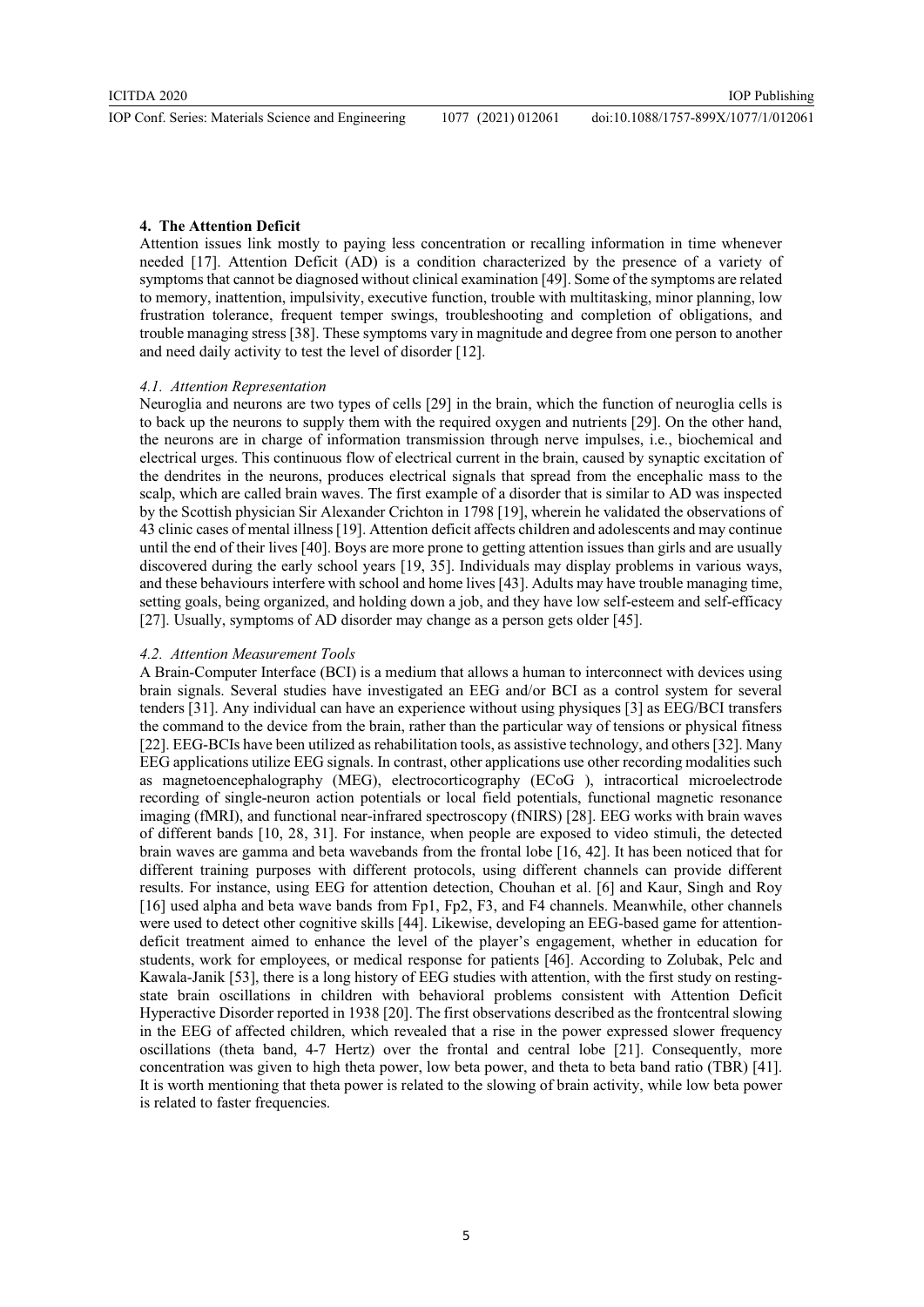## 4. The Attention Deficit

Attention issues link mostly to paying less concentration or recalling information in time whenever needed [17]. Attention Deficit (AD) is a condition characterized by the presence of a variety of symptoms that cannot be diagnosed without clinical examination [49]. Some of the symptoms are related to memory, inattention, impulsivity, executive function, trouble with multitasking, minor planning, low frustration tolerance, frequent temper swings, troubleshooting and completion of obligations, and trouble managing stress [38]. These symptoms vary in magnitude and degree from one person to another and need daily activity to test the level of disorder [12].

### *4.1. Attention Representation*

Neuroglia and neurons are two types of cells [29] in the brain, which the function of neuroglia cells is to back up the neurons to supply them with the required oxygen and nutrients [29]. On the other hand, the neurons are in charge of information transmission through nerve impulses, i.e., biochemical and electrical urges. This continuous flow of electrical current in the brain, caused by synaptic excitation of the dendrites in the neurons, produces electrical signals that spread from the encephalic mass to the scalp, which are called brain waves. The first example of a disorder that is similar to AD was inspected by the Scottish physician Sir Alexander Crichton in 1798 [19], wherein he validated the observations of 43 clinic cases of mental illness [19]. Attention deficit affects children and adolescents and may continue until the end of their lives [40]. Boys are more prone to getting attention issues than girls and are usually discovered during the early school years [19, 35]. Individuals may display problems in various ways, and these behaviours interfere with school and home lives [43]. Adults may have trouble managing time, setting goals, being organized, and holding down a job, and they have low self-esteem and self-efficacy [27]. Usually, symptoms of AD disorder may change as a person gets older [45].

### *4.2. Attention Measurement Tools*

A Brain-Computer Interface (BCI) is a medium that allows a human to interconnect with devices using brain signals. Several studies have investigated an EEG and/or BCI as a control system for several tenders [31]. Any individual can have an experience without using physiques [3] as EEG/BCI transfers the command to the device from the brain, rather than the particular way of tensions or physical fitness [22]. EEG-BCIs have been utilized as rehabilitation tools, as assistive technology, and others [32]. Many EEG applications utilize EEG signals. In contrast, other applications use other recording modalities such as magnetoencephalography (MEG), electrocorticography (ECoG ), intracortical microelectrode recording of single-neuron action potentials or local field potentials, functional magnetic resonance imaging (fMRI), and functional near-infrared spectroscopy (fNIRS) [28]. EEG works with brain waves of different bands [10, 28, 31]. For instance, when people are exposed to video stimuli, the detected brain waves are gamma and beta wavebands from the frontal lobe [16, 42]. It has been noticed that for different training purposes with different protocols, using different channels can provide different results. For instance, using EEG for attention detection, Chouhan et al. [6] and Kaur, Singh and Roy [16] used alpha and beta wave bands from Fp1, Fp2, F3, and F4 channels. Meanwhile, other channels were used to detect other cognitive skills [44]. Likewise, developing an EEG-based game for attention-deficit treatment aimed to enhance the level of the player's engagement, whether in education for students, work for employees, or medical response for patients [46]. According to Zolubak, Pelc and Kawala-Janik [53], there is a long history of EEG studies with attention, with the first study on resting-state brain oscillations in children with behavioral problems consistent with Attention Deficit Hyperactive Disorder reported in 1938 [20]. The first observations described as the frontcentral slowing in the EEG of affected children, which revealed that a rise in the power expressed slower frequency oscillations (theta band, 4-7 Hertz) over the frontal and central lobe [21]. Consequently, more concentration was given to high theta power, low beta power, and theta to beta band ratio (TBR) [41]. It is worth mentioning that theta power is related to the slowing of brain activity, while low beta power is related to faster frequencies.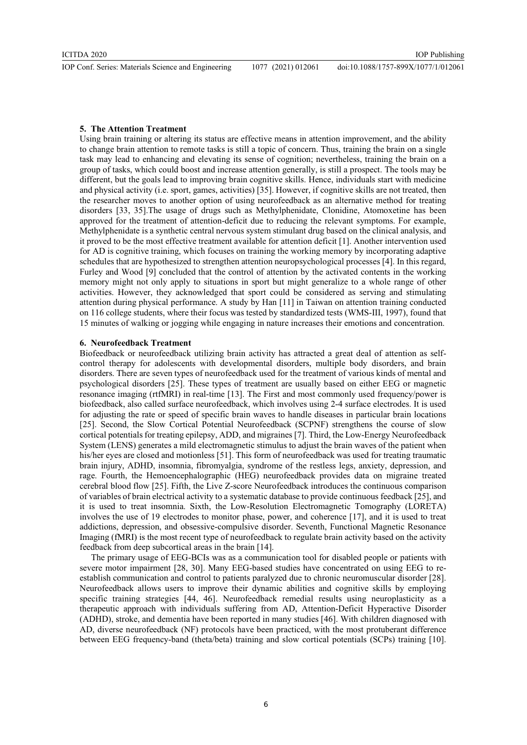## 5. The Attention Treatment

Using brain training or altering its status are effective means in attention improvement, and the ability to change brain attention to remote tasks is still a topic of concern. Thus, training the brain on a single task may lead to enhancing and elevating its sense of cognition; nevertheless, training the brain on a group of tasks, which could boost and increase attention generally, is still a prospect. The tools may be different, but the goals lead to improving brain cognitive skills. Hence, individuals start with medicine and physical activity (i.e. sport, games, activities) [35]. However, if cognitive skills are not treated, then the researcher moves to another option of using neurofeedback as an alternative method for treating disorders [33, 35].The usage of drugs such as Methylphenidate, Clonidine, Atomoxetine has been approved for the treatment of attention-deficit due to reducing the relevant symptoms. For example, Methylphenidate is a synthetic central nervous system stimulant drug based on the clinical analysis, and it proved to be the most effective treatment available for attention deficit [1]. Another intervention used for AD is cognitive training, which focuses on training the working memory by incorporating adaptive schedules that are hypothesized to strengthen attention neuropsychological processes [4]. In this regard, Furley and Wood [9] concluded that the control of attention by the activated contents in the working memory might not only apply to situations in sport but might generalize to a whole range of other activities. However, they acknowledged that sport could be considered as serving and stimulating attention during physical performance. A study by Han [11] in Taiwan on attention training conducted on 116 college students, where their focus was tested by standardized tests (WMS-III, 1997), found that 15 minutes of walking or jogging while engaging in nature increases their emotions and concentration.

## 6. Neurofeedback Treatment

Biofeedback or neurofeedback utilizing brain activity has attracted a great deal of attention as self-control therapy for adolescents with developmental disorders, multiple body disorders, and brain disorders. There are seven types of neurofeedback used for the treatment of various kinds of mental and psychological disorders [25]. These types of treatment are usually based on either EEG or magnetic resonance imaging (rtfMRI) in real-time [13]. The First and most commonly used frequency/power is biofeedback, also called surface neurofeedback, which involves using 2-4 surface electrodes. It is used for adjusting the rate or speed of specific brain waves to handle diseases in particular brain locations [25]. Second, the Slow Cortical Potential Neurofeedback (SCPNF) strengthens the course of slow cortical potentials for treating epilepsy, ADD, and migraines [7]. Third, the Low-Energy Neurofeedback System (LENS) generates a mild electromagnetic stimulus to adjust the brain waves of the patient when his/her eyes are closed and motionless [51]. This form of neurofeedback was used for treating traumatic brain injury, ADHD, insomnia, fibromyalgia, syndrome of the restless legs, anxiety, depression, and rage. Fourth, the Hemoencephalographic (HEG) neurofeedback provides data on migraine treated cerebral blood flow [25]. Fifth, the Live Z-score Neurofeedback introduces the continuous comparison of variables of brain electrical activity to a systematic database to provide continuous feedback [25], and it is used to treat insomnia. Sixth, the Low-Resolution Electromagnetic Tomography (LORETA) involves the use of 19 electrodes to monitor phase, power, and coherence [17], and it is used to treat addictions, depression, and obsessive-compulsive disorder. Seventh, Functional Magnetic Resonance Imaging (fMRI) is the most recent type of neurofeedback to regulate brain activity based on the activity feedback from deep subcortical areas in the brain [14].

The primary usage of EEG-BCIs was as a communication tool for disabled people or patients with severe motor impairment [28, 30]. Many EEG-based studies have concentrated on using EEG to re-establish communication and control to patients paralyzed due to chronic neuromuscular disorder [28]. Neurofeedback allows users to improve their dynamic abilities and cognitive skills by employing specific training strategies [44, 46]. Neurofeedback remedial results using neuroplasticity as a therapeutic approach with individuals suffering from AD, Attention-Deficit Hyperactive Disorder (ADHD), stroke, and dementia have been reported in many studies [46]. With children diagnosed with AD, diverse neurofeedback (NF) protocols have been practiced, with the most protuberant difference between EEG frequency-band (theta/beta) training and slow cortical potentials (SCPs) training [10].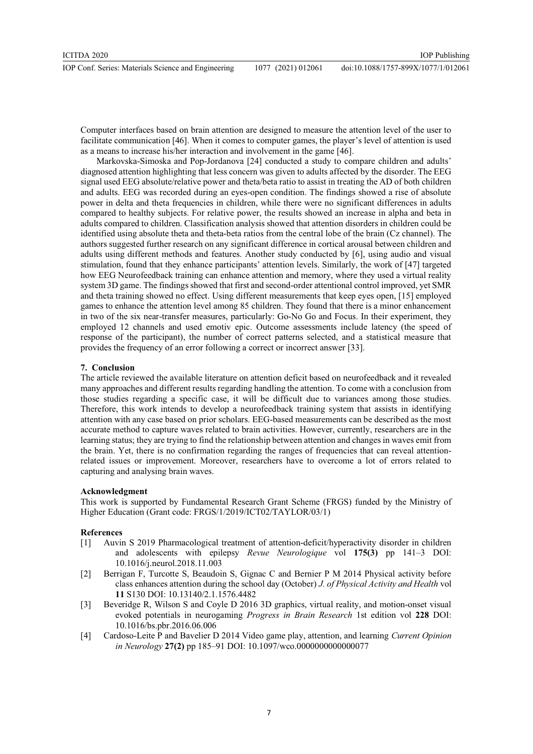Computer interfaces based on brain attention are designed to measure the attention level of the user to facilitate communication [46]. When it comes to computer games, the player's level of attention is used as a means to increase his/her interaction and involvement in the game [46].

Markovska-Simoska and Pop-Jordanova [24] conducted a study to compare children and adults' diagnosed attention highlighting that less concern was given to adults affected by the disorder. The EEG signal used EEG absolute/relative power and theta/beta ratio to assist in treating the AD of both children and adults. EEG was recorded during an eyes-open condition. The findings showed a rise of absolute power in delta and theta frequencies in children, while there were no significant differences in adults compared to healthy subjects. For relative power, the results showed an increase in alpha and beta in adults compared to children. Classification analysis showed that attention disorders in children could be identified using absolute theta and theta-beta ratios from the central lobe of the brain (Cz channel). The authors suggested further research on any significant difference in cortical arousal between children and adults using different methods and features. Another study conducted by [6], using audio and visual stimulation, found that they enhance participants' attention levels. Similarly, the work of [47] targeted how EEG Neurofeedback training can enhance attention and memory, where they used a virtual reality system 3D game. The findings showed that first and second-order attentional control improved, yet SMR and theta training showed no effect. Using different measurements that keep eyes open, [15] employed games to enhance the attention level among 85 children. They found that there is a minor enhancement in two of the six near-transfer measures, particularly: Go-No Go and Focus. In their experiment, they employed 12 channels and used emotiv epic. Outcome assessments include latency (the speed of response of the participant), the number of correct patterns selected, and a statistical measure that provides the frequency of an error following a correct or incorrect answer [33].

## 7. Conclusion

The article reviewed the available literature on attention deficit based on neurofeedback and it revealed many approaches and different results regarding handling the attention. To come with a conclusion from those studies regarding a specific case, it will be difficult due to variances among those studies. Therefore, this work intends to develop a neurofeedback training system that assists in identifying attention with any case based on prior scholars. EEG-based measurements can be described as the most accurate method to capture waves related to brain activities. However, currently, researchers are in the learning status; they are trying to find the relationship between attention and changes in waves emit from the brain. Yet, there is no confirmation regarding the ranges of frequencies that can reveal attention-related issues or improvement. Moreover, researchers have to overcome a lot of errors related to capturing and analysing brain waves.

### Acknowledgment

This work is supported by Fundamental Research Grant Scheme (FRGS) funded by the Ministry of Higher Education (Grant code: FRGS/1/2019/ICT02/TAYLOR/03/1)

### References

[1] Auvin S 2019 Pharmacological treatment of attention-deficit/hyperactivity disorder in children and adolescents with epilepsy *Revue Neurologique* vol **175(3)** pp 141–3 DOI: 10.1016/j.neurol.2018.11.003

[2] Berrigan F, Turcotte S, Beaudoin S, Gignac C and Bernier P M 2014 Physical activity before class enhances attention during the school day (October) *J. of Physical Activity and Health* vol **11** S130 DOI: 10.13140/2.1.1576.4482

[3] Beveridge R, Wilson S and Coyle D 2016 3D graphics, virtual reality, and motion-onset visual evoked potentials in neurogaming *Progress in Brain Research* 1st edition vol **228** DOI: 10.1016/bs.pbr.2016.06.006

[4] Cardoso-Leite P and Bavelier D 2014 Video game play, attention, and learning *Current Opinion in Neurology* **27(2)** pp 185–91 DOI: 10.1097/wco.0000000000000077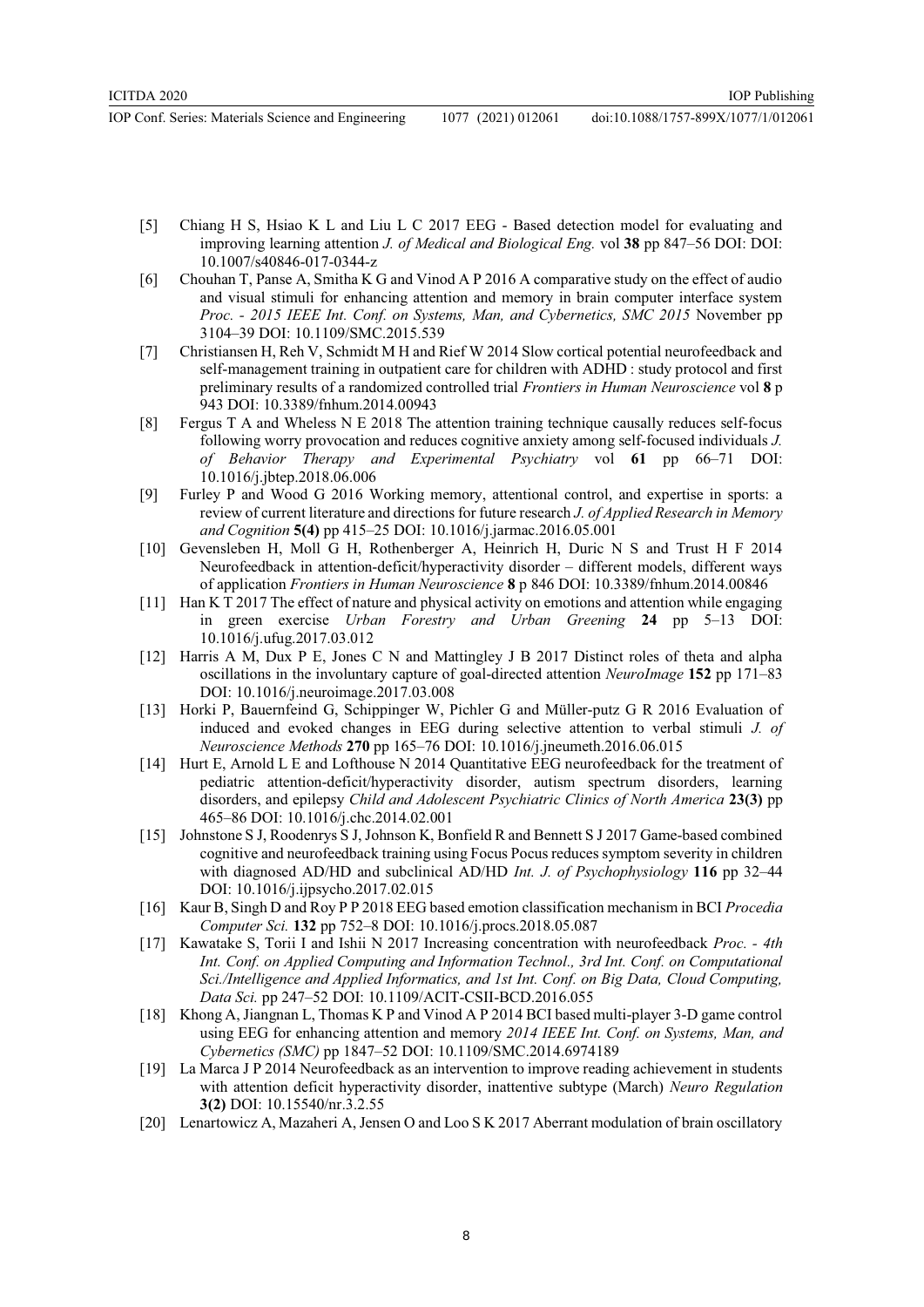[5] Chiang H S, Hsiao K L and Liu L C 2017 EEG - Based detection model for evaluating and improving learning attention *J. of Medical and Biological Eng.* vol **38** pp 847–56 DOI: DOI: 10.1007/s40846-017-0344-z

[6] Chouhan T, Panse A, Smitha K G and Vinod A P 2016 A comparative study on the effect of audio and visual stimuli for enhancing attention and memory in brain computer interface system *Proc. - 2015 IEEE Int. Conf. on Systems, Man, and Cybernetics, SMC 2015* November pp 3104–39 DOI: 10.1109/SMC.2015.539

[7] Christiansen H, Reh V, Schmidt M H and Rief W 2014 Slow cortical potential neurofeedback and self-management training in outpatient care for children with ADHD : study protocol and first preliminary results of a randomized controlled trial *Frontiers in Human Neuroscience* vol **8** p 943 DOI: 10.3389/fnhum.2014.00943

[8] Fergus T A and Wheless N E 2018 The attention training technique causally reduces self-focus following worry provocation and reduces cognitive anxiety among self-focused individuals *J. of Behavior Therapy and Experimental Psychiatry* vol **61** pp 66–71 DOI: 10.1016/j.jbtep.2018.06.006

[9] Furley P and Wood G 2016 Working memory, attentional control, and expertise in sports: a review of current literature and directions for future research *J. of Applied Research in Memory and Cognition* **5(4)** pp 415–25 DOI: 10.1016/j.jarmac.2016.05.001

[10] Gevensleben H, Moll G H, Rothenberger A, Heinrich H, Duric N S and Trust H F 2014 Neurofeedback in attention-deficit/hyperactivity disorder – different models, different ways of application *Frontiers in Human Neuroscience* **8** p 846 DOI: 10.3389/fnhum.2014.00846

[11] Han K T 2017 The effect of nature and physical activity on emotions and attention while engaging in green exercise *Urban Forestry and Urban Greening* **24** pp 5–13 DOI: 10.1016/j.ufug.2017.03.012

[12] Harris A M, Dux P E, Jones C N and Mattingley J B 2017 Distinct roles of theta and alpha oscillations in the involuntary capture of goal-directed attention *NeuroImage* **152** pp 171–83 DOI: 10.1016/j.neuroimage.2017.03.008

[13] Horki P, Bauernfeind G, Schippinger W, Pichler G and Müller-putz G R 2016 Evaluation of induced and evoked changes in EEG during selective attention to verbal stimuli *J. of Neuroscience Methods* **270** pp 165–76 DOI: 10.1016/j.jneumeth.2016.06.015

[14] Hurt E, Arnold L E and Lofthouse N 2014 Quantitative EEG neurofeedback for the treatment of pediatric attention-deficit/hyperactivity disorder, autism spectrum disorders, learning disorders, and epilepsy *Child and Adolescent Psychiatric Clinics of North America* **23(3)** pp 465–86 DOI: 10.1016/j.chc.2014.02.001

[15] Johnstone S J, Roodenrys S J, Johnson K, Bonfield R and Bennett S J 2017 Game-based combined cognitive and neurofeedback training using Focus Pocus reduces symptom severity in children with diagnosed AD/HD and subclinical AD/HD *Int. J. of Psychophysiology* **116** pp 32–44 DOI: 10.1016/j.ijpsycho.2017.02.015

[16] Kaur B, Singh D and Roy P P 2018 EEG based emotion classification mechanism in BCI *Procedia Computer Sci.* **132** pp 752–8 DOI: 10.1016/j.procs.2018.05.087

[17] Kawatake S, Torii I and Ishii N 2017 Increasing concentration with neurofeedback *Proc. - 4th Int. Conf. on Applied Computing and Information Technol., 3rd Int. Conf. on Computational Sci./Intelligence and Applied Informatics, and 1st Int. Conf. on Big Data, Cloud Computing, Data Sci.* pp 247–52 DOI: 10.1109/ACIT-CSII-BCD.2016.055

[18] Khong A, Jiangnan L, Thomas K P and Vinod A P 2014 BCI based multi-player 3-D game control using EEG for enhancing attention and memory *2014 IEEE Int. Conf. on Systems, Man, and Cybernetics (SMC)* pp 1847–52 DOI: 10.1109/SMC.2014.6974189

[19] La Marca J P 2014 Neurofeedback as an intervention to improve reading achievement in students with attention deficit hyperactivity disorder, inattentive subtype (March) *Neuro Regulation* **3(2)** DOI: 10.15540/nr.3.2.55

[20] Lenartowicz A, Mazaheri A, Jensen O and Loo S K 2017 Aberrant modulation of brain oscillatory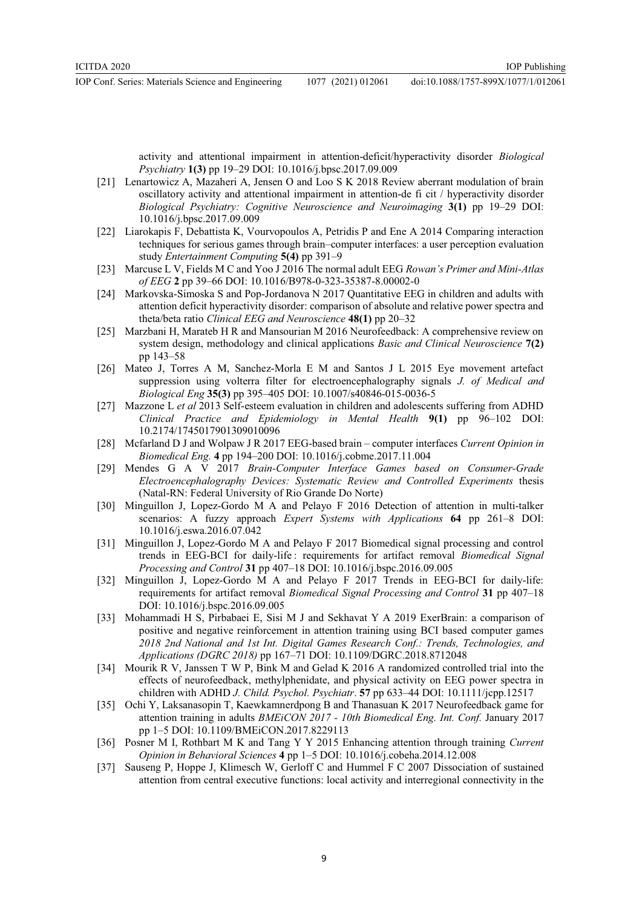activity and attentional impairment in attention-deficit/hyperactivity disorder *Biological Psychiatry* **1(3)** pp 19–29 DOI: 10.1016/j.bpsc.2017.09.009

[21] Lenartowicz A, Mazaheri A, Jensen O and Loo S K 2018 Review aberrant modulation of brain oscillatory activity and attentional impairment in attention-de fi cit / hyperactivity disorder *Biological Psychiatry: Cognitive Neuroscience and Neuroimaging* **3(1)** pp 19–29 DOI: 10.1016/j.bpsc.2017.09.009

[22] Liarokapis F, Debattista K, Vourvopoulos A, Petridis P and Ene A 2014 Comparing interaction techniques for serious games through brain–computer interfaces: a user perception evaluation study *Entertainment Computing* **5(4)** pp 391–9

[23] Marcuse L V, Fields M C and Yoo J 2016 The normal adult EEG *Rowan's Primer and Mini-Atlas of EEG* **2** pp 39–66 DOI: 10.1016/B978-0-323-35387-8.00002-0

[24] Markovska-Simoska S and Pop-Jordanova N 2017 Quantitative EEG in children and adults with attention deficit hyperactivity disorder: comparison of absolute and relative power spectra and theta/beta ratio *Clinical EEG and Neuroscience* **48(1)** pp 20–32

[25] Marzbani H, Marateb H R and Mansourian M 2016 Neurofeedback: A comprehensive review on system design, methodology and clinical applications *Basic and Clinical Neuroscience* **7(2)** pp 143–58

[26] Mateo J, Torres A M, Sanchez-Morla E M and Santos J L 2015 Eye movement artefact suppression using volterra filter for electroencephalography signals *J. of Medical and Biological Eng* **35(3)** pp 395–405 DOI: 10.1007/s40846-015-0036-5

[27] Mazzone L *et al* 2013 Self-esteem evaluation in children and adolescents suffering from ADHD *Clinical Practice and Epidemiology in Mental Health* **9(1)** pp 96–102 DOI: 10.2174/1745017901309010096

[28] Mcfarland D J and Wolpaw J R 2017 EEG-based brain – computer interfaces *Current Opinion in Biomedical Eng.* **4** pp 194–200 DOI: 10.1016/j.cobme.2017.11.004

[29] Mendes G A V 2017 *Brain-Computer Interface Games based on Consumer-Grade Electroencephalography Devices: Systematic Review and Controlled Experiments* thesis (Natal-RN: Federal University of Rio Grande Do Norte)

[30] Minguillon J, Lopez-Gordo M A and Pelayo F 2016 Detection of attention in multi-talker scenarios: A fuzzy approach *Expert Systems with Applications* **64** pp 261–8 DOI: 10.1016/j.eswa.2016.07.042

[31] Minguillon J, Lopez-Gordo M A and Pelayo F 2017 Biomedical signal processing and control trends in EEG-BCI for daily-life : requirements for artifact removal *Biomedical Signal Processing and Control* **31** pp 407–18 DOI: 10.1016/j.bspc.2016.09.005

[32] Minguillon J, Lopez-Gordo M A and Pelayo F 2017 Trends in EEG-BCI for daily-life: requirements for artifact removal *Biomedical Signal Processing and Control* **31** pp 407–18 DOI: 10.1016/j.bspc.2016.09.005

[33] Mohammadi H S, Pirbabaei E, Sisi M J and Sekhavat Y A 2019 ExerBrain: a comparison of positive and negative reinforcement in attention training using BCI based computer games *2018 2nd National and 1st Int. Digital Games Research Conf.: Trends, Technologies, and Applications (DGRC 2018)* pp 167–71 DOI: 10.1109/DGRC.2018.8712048

[34] Mourik R V, Janssen T W P, Bink M and Gelad K 2016 A randomized controlled trial into the effects of neurofeedback, methylphenidate, and physical activity on EEG power spectra in children with ADHD *J. Child. Psychol. Psychiatr*. **57** pp 633–44 DOI: 10.1111/jcpp.12517

[35] Ochi Y, Laksanasopin T, Kaewkamnerdpong B and Thanasuan K 2017 Neurofeedback game for attention training in adults *BMEiCON 2017 - 10th Biomedical Eng. Int. Conf.* January 2017 pp 1–5 DOI: 10.1109/BMEiCON.2017.8229113

[36] Posner M I, Rothbart M K and Tang Y Y 2015 Enhancing attention through training *Current Opinion in Behavioral Sciences* **4** pp 1–5 DOI: 10.1016/j.cobeha.2014.12.008

[37] Sauseng P, Hoppe J, Klimesch W, Gerloff C and Hummel F C 2007 Dissociation of sustained attention from central executive functions: local activity and interregional connectivity in the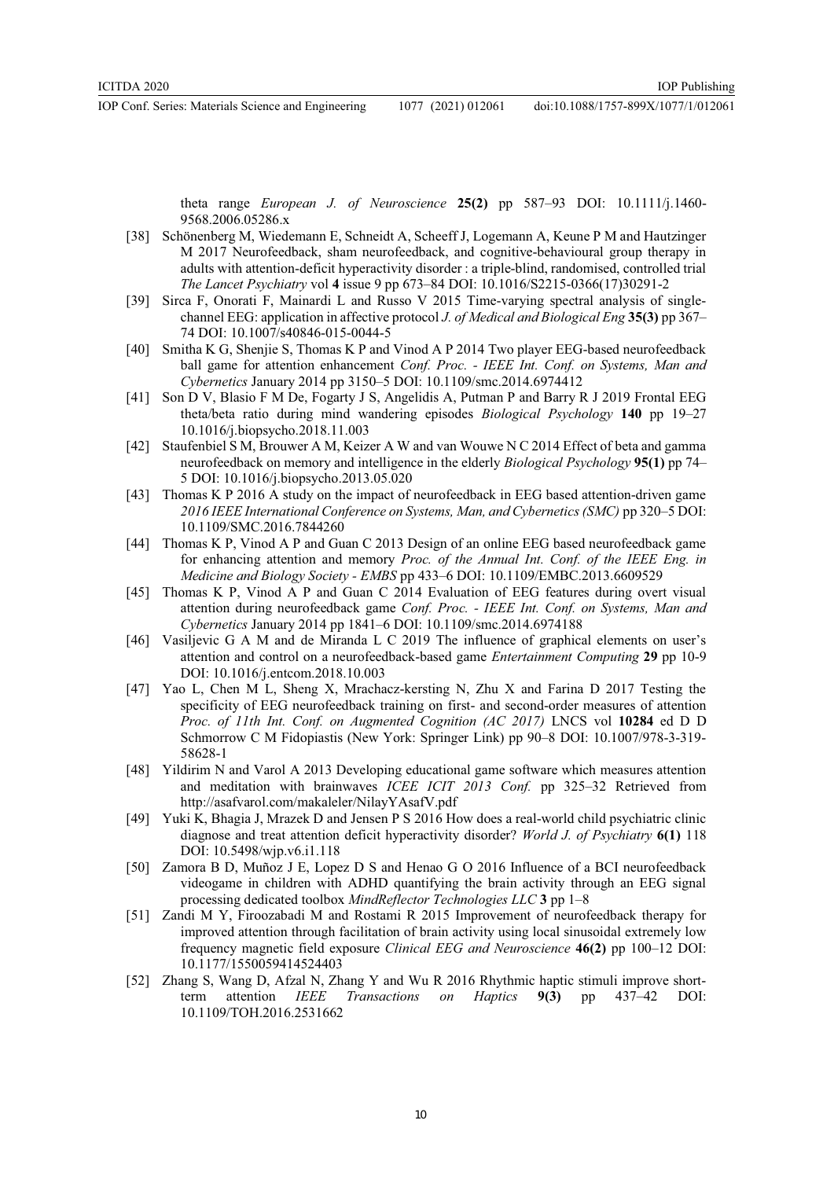theta range *European J. of Neuroscience* **25(2)** pp 587–93 DOI: 10.1111/j.1460-9568.2006.05286.x

[38] Schönenberg M, Wiedemann E, Schneidt A, Scheeff J, Logemann A, Keune P M and Hautzinger M 2017 Neurofeedback, sham neurofeedback, and cognitive-behavioural group therapy in adults with attention-deficit hyperactivity disorder : a triple-blind, randomised, controlled trial *The Lancet Psychiatry* vol **4** issue 9 pp 673–84 DOI: 10.1016/S2215-0366(17)30291-2

[39] Sirca F, Onorati F, Mainardi L and Russo V 2015 Time-varying spectral analysis of single-channel EEG: application in affective protocol *J. of Medical and Biological Eng* **35(3)** pp 367–74 DOI: 10.1007/s40846-015-0044-5

[40] Smitha K G, Shenjie S, Thomas K P and Vinod A P 2014 Two player EEG-based neurofeedback ball game for attention enhancement *Conf. Proc. - IEEE Int. Conf. on Systems, Man and Cybernetics* January 2014 pp 3150–5 DOI: 10.1109/smc.2014.6974412

[41] Son D V, Blasio F M De, Fogarty J S, Angelidis A, Putman P and Barry R J 2019 Frontal EEG theta/beta ratio during mind wandering episodes *Biological Psychology* **140** pp 19–27 10.1016/j.biopsycho.2018.11.003

[42] Staufenbiel S M, Brouwer A M, Keizer A W and van Wouwe N C 2014 Effect of beta and gamma neurofeedback on memory and intelligence in the elderly *Biological Psychology* **95(1)** pp 74–5 DOI: 10.1016/j.biopsycho.2013.05.020

[43] Thomas K P 2016 A study on the impact of neurofeedback in EEG based attention-driven game *2016 IEEE International Conference on Systems, Man, and Cybernetics (SMC)* pp 320–5 DOI: 10.1109/SMC.2016.7844260

[44] Thomas K P, Vinod A P and Guan C 2013 Design of an online EEG based neurofeedback game for enhancing attention and memory *Proc. of the Annual Int. Conf. of the IEEE Eng. in Medicine and Biology Society - EMBS* pp 433–6 DOI: 10.1109/EMBC.2013.6609529

[45] Thomas K P, Vinod A P and Guan C 2014 Evaluation of EEG features during overt visual attention during neurofeedback game *Conf. Proc. - IEEE Int. Conf. on Systems, Man and Cybernetics* January 2014 pp 1841–6 DOI: 10.1109/smc.2014.6974188

[46] Vasiljevic G A M and de Miranda L C 2019 The influence of graphical elements on user's attention and control on a neurofeedback-based game *Entertainment Computing* **29** pp 10-9 DOI: 10.1016/j.entcom.2018.10.003

[47] Yao L, Chen M L, Sheng X, Mrachacz-kersting N, Zhu X and Farina D 2017 Testing the specificity of EEG neurofeedback training on first- and second-order measures of attention *Proc. of 11th Int. Conf. on Augmented Cognition (AC 2017)* LNCS vol **10284** ed D D Schmorrow C M Fidopiastis (New York: Springer Link) pp 90–8 DOI: 10.1007/978-3-319-58628-1

[48] Yildirim N and Varol A 2013 Developing educational game software which measures attention and meditation with brainwaves *ICEE ICIT 2013 Conf.* pp 325–32 Retrieved from http://asafvarol.com/makaleler/NilayYAsafV.pdf

[49] Yuki K, Bhagia J, Mrazek D and Jensen P S 2016 How does a real-world child psychiatric clinic diagnose and treat attention deficit hyperactivity disorder? *World J. of Psychiatry* **6(1)** 118 DOI: 10.5498/wjp.v6.i1.118

[50] Zamora B D, Muñoz J E, Lopez D S and Henao G O 2016 Influence of a BCI neurofeedback videogame in children with ADHD quantifying the brain activity through an EEG signal processing dedicated toolbox *MindReflector Technologies LLC* **3** pp 1–8

[51] Zandi M Y, Firoozabadi M and Rostami R 2015 Improvement of neurofeedback therapy for improved attention through facilitation of brain activity using local sinusoidal extremely low frequency magnetic field exposure *Clinical EEG and Neuroscience* **46(2)** pp 100–12 DOI: 10.1177/1550059414524403

[52] Zhang S, Wang D, Afzal N, Zhang Y and Wu R 2016 Rhythmic haptic stimuli improve short-term attention *IEEE Transactions on Haptics* **9(3)** pp 437–42 DOI: 10.1109/TOH.2016.2531662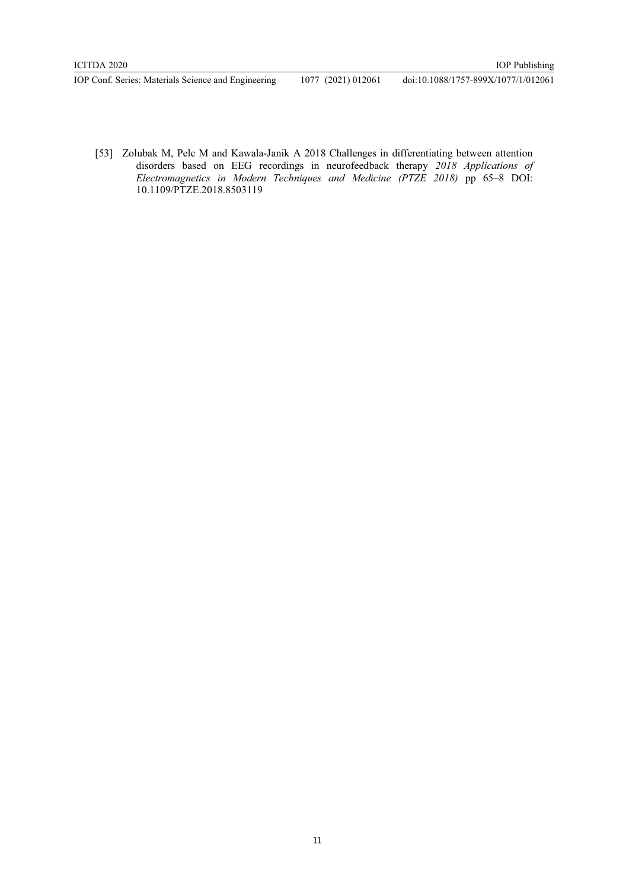[53] Zolubak M, Pelc M and Kawala-Janik A 2018 Challenges in differentiating between attention disorders based on EEG recordings in neurofeedback therapy *2018 Applications of Electromagnetics in Modern Techniques and Medicine (PTZE 2018)* pp 65–8 DOI: 10.1109/PTZE.2018.8503119